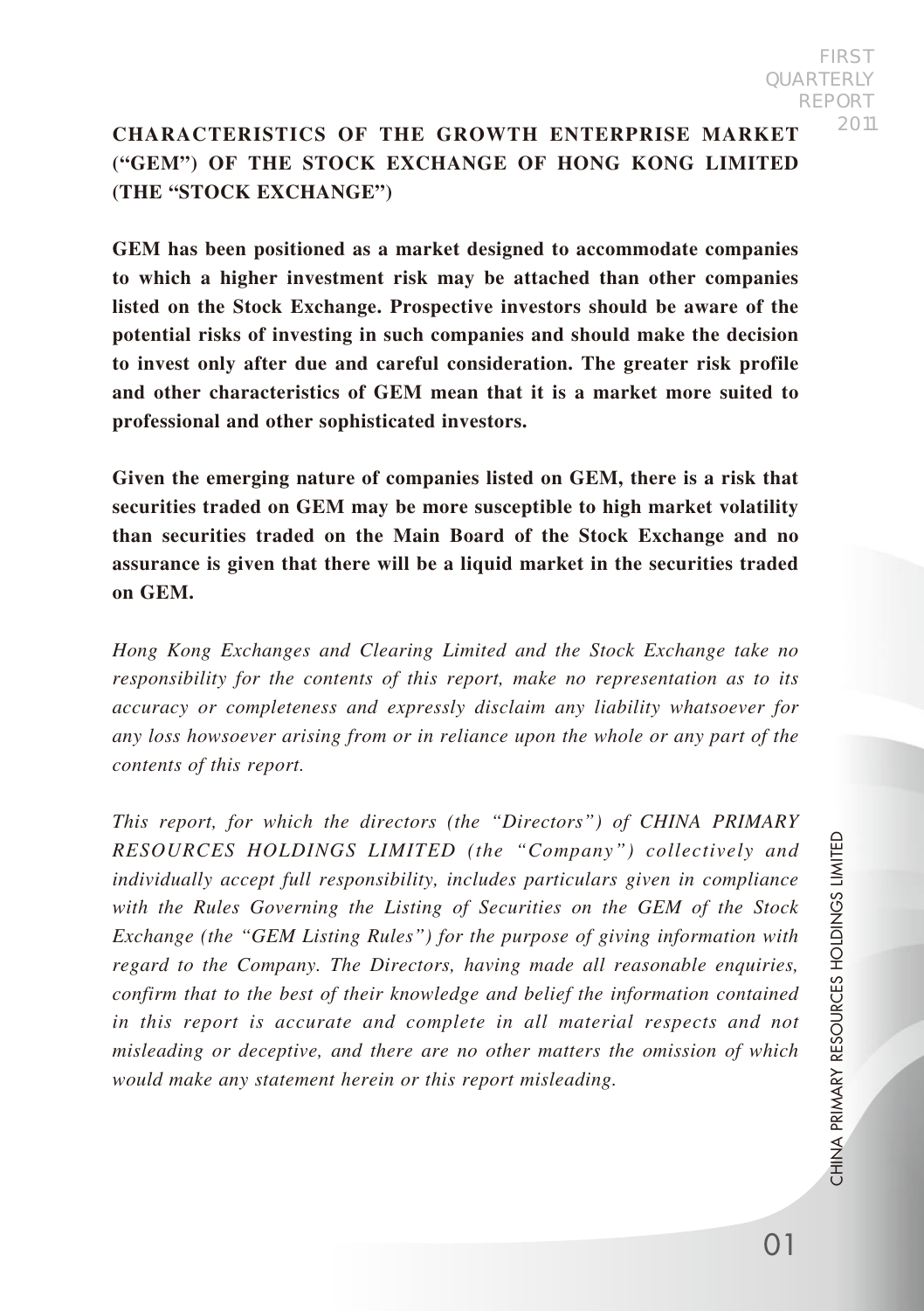# CHARACTERISTICS OF THE GROWTH ENTERPRISE MARKET ("GEM") OF THE STOCK EXCHANGE OF HONG KONG LIMITED (THE "STOCK EXCHANGE")

**GEM has been positioned as a market designed to accommodate companies to which a higher investment risk may be attached than other companies listed on the Stock Exchange. Prospective investors should be aware of the potential risks of investing in such companies and should make the decision to invest only after due and careful consideration. The greater risk profile and other characteristics of GEM mean that it is a market more suited to professional and other sophisticated investors.**

**Given the emerging nature of companies listed on GEM, there is a risk that securities traded on GEM may be more susceptible to high market volatility than securities traded on the Main Board of the Stock Exchange and no assurance is given that there will be a liquid market in the securities traded on GEM.**

*Hong Kong Exchanges and Clearing Limited and the Stock Exchange take no responsibility for the contents of this report, make no representation as to its accuracy or completeness and expressly disclaim any liability whatsoever for any loss howsoever arising from or in reliance upon the whole or any part of the contents of this report.*

*This report, for which the directors (the "Directors") of CHINA PRIMARY RESOURCES HOLDINGS LIMITED (the "Company") collectively and individually accept full responsibility, includes particulars given in compliance with the Rules Governing the Listing of Securities on the GEM of the Stock Exchange (the "GEM Listing Rules") for the purpose of giving information with regard to the Company. The Directors, having made all reasonable enquiries, confirm that to the best of their knowledge and belief the information contained in this report is accurate and complete in all material respects and not misleading or deceptive, and there are no other matters the omission of which would make any statement herein or this report misleading.*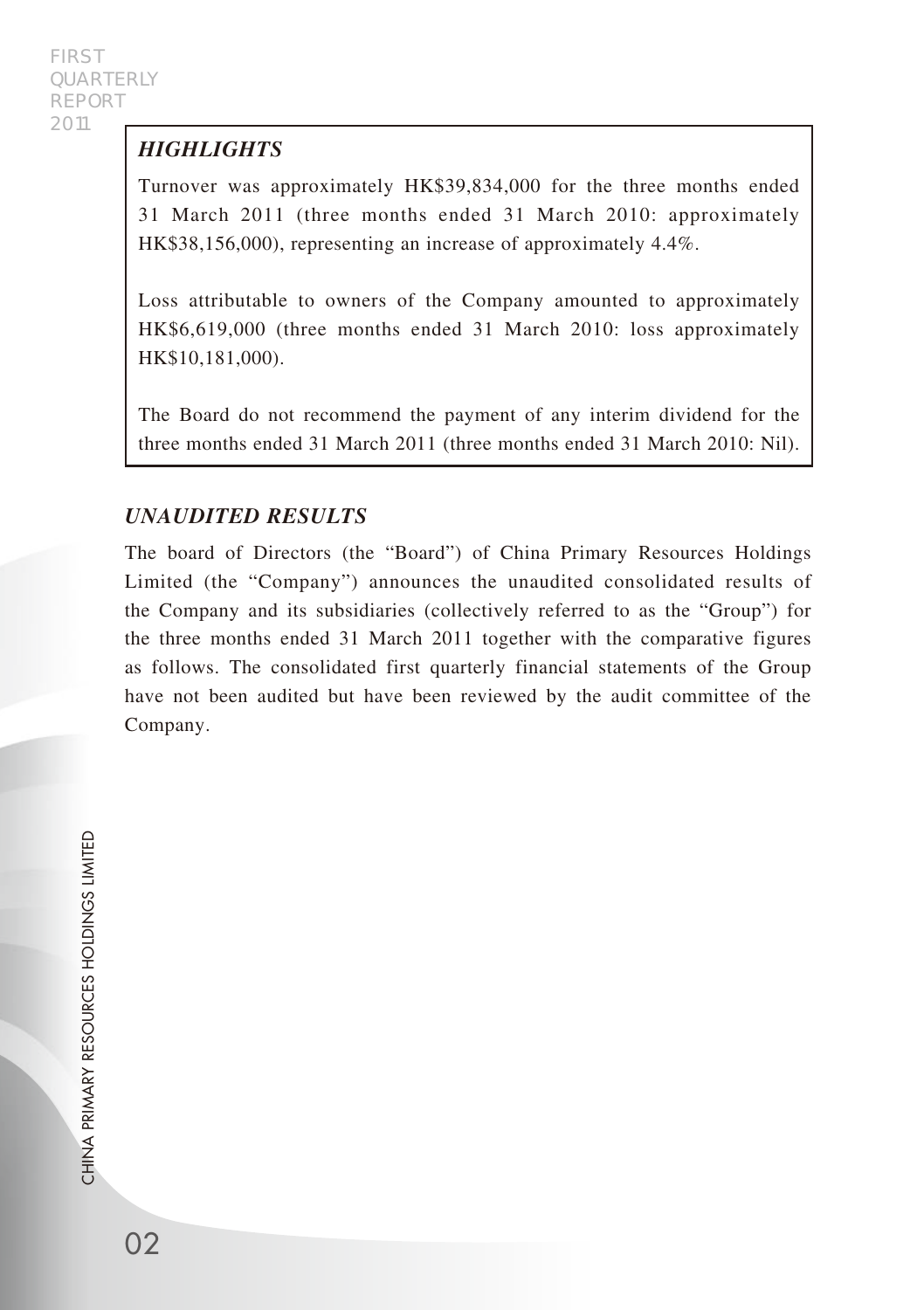## *HIGHLIGHTS*

Turnover was approximately HK$39,834,000 for the three months ended 31 March 2011 (three months ended 31 March 2010: approximately HK$38,156,000), representing an increase of approximately 4.4%.

Loss attributable to owners of the Company amounted to approximately HK$6,619,000 (three months ended 31 March 2010: loss approximately HK$10,181,000).

The Board do not recommend the payment of any interim dividend for the three months ended 31 March 2011 (three months ended 31 March 2010: Nil).

## *UNAUDITED RESULTS*

The board of Directors (the "Board") of China Primary Resources Holdings Limited (the "Company") announces the unaudited consolidated results of the Company and its subsidiaries (collectively referred to as the "Group") for the three months ended 31 March 2011 together with the comparative figures as follows. The consolidated first quarterly financial statements of the Group have not been audited but have been reviewed by the audit committee of the Company.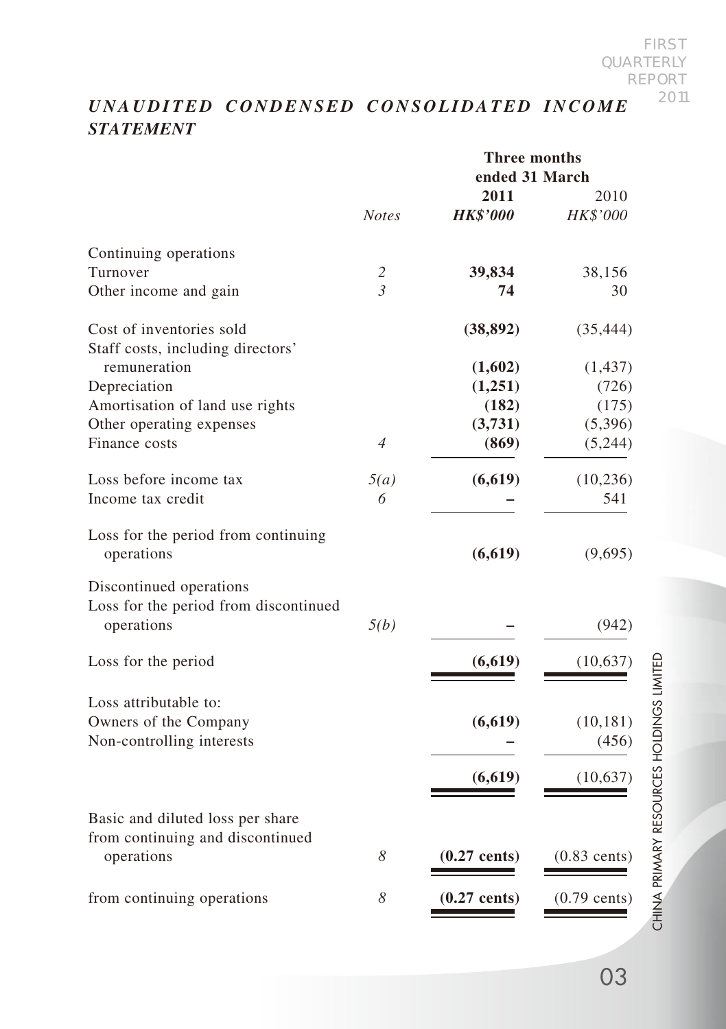# *UNAUDITED CONDENSED CONSOLIDATED INCOME STATEMENT*

| | *Notes* | Three months ended 31 March **2011** ***HK$'000*** | 2010 *HK$'000* |
|---|---|---|---|
| Continuing operations | | | |
| Turnover | *2* | **39,834** | 38,156 |
| Other income and gain | *3* | **74** | 30 |
| Cost of inventories sold | | **(38,892)** | (35,444) |
| Staff costs, including directors' remuneration | | **(1,602)** | (1,437) |
| Depreciation | | **(1,251)** | (726) |
| Amortisation of land use rights | | **(182)** | (175) |
| Other operating expenses | | **(3,731)** | (5,396) |
| Finance costs | *4* | **(869)** | (5,244) |
| Loss before income tax | *5(a)* | **(6,619)** | (10,236) |
| Income tax credit | *6* | **–** | 541 |
| Loss for the period from continuing operations | | **(6,619)** | (9,695) |
| Discontinued operations | | | |
| Loss for the period from discontinued operations | *5(b)* | **–** | (942) |
| Loss for the period | | **(6,619)** | (10,637) |
| Loss attributable to: | | | |
| Owners of the Company | | **(6,619)** | (10,181) |
| Non-controlling interests | | **–** | (456) |
| | | **(6,619)** | (10,637) |
| Basic and diluted loss per share from continuing and discontinued operations | *8* | **(0.27 cents)** | (0.83 cents) |
| from continuing operations | *8* | **(0.27 cents)** | (0.79 cents) |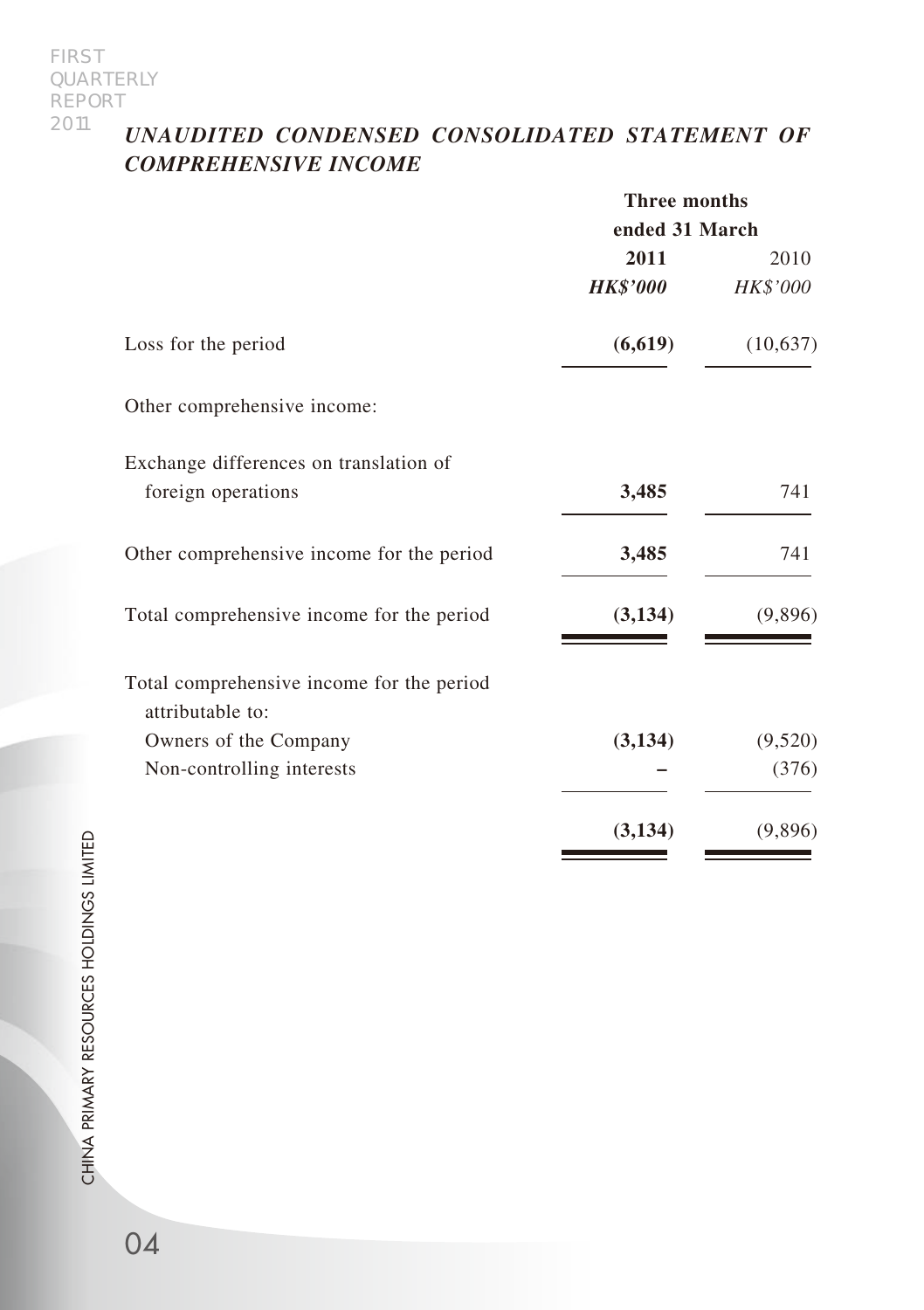## *UNAUDITED CONDENSED CONSOLIDATED STATEMENT OF COMPREHENSIVE INCOME*

| | Three months ended 31 March | |
|---|---|---|
| | **2011** | 2010 |
| | ***HK$'000*** | *HK$'000* |
| Loss for the period | **(6,619)** | (10,637) |
| Other comprehensive income: | | |
| Exchange differences on translation of foreign operations | **3,485** | 741 |
| Other comprehensive income for the period | **3,485** | 741 |
| Total comprehensive income for the period | **(3,134)** | (9,896) |
| Total comprehensive income for the period attributable to: | | |
| Owners of the Company | **(3,134)** | (9,520) |
| Non-controlling interests | **–** | (376) |
| | **(3,134)** | (9,896) |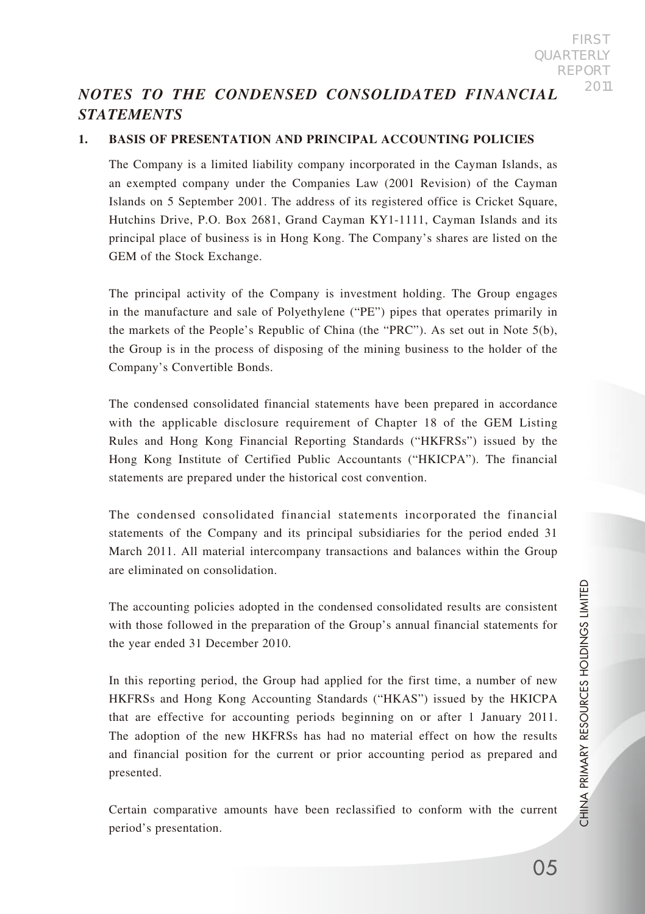# *NOTES TO THE CONDENSED CONSOLIDATED FINANCIAL STATEMENTS*

## 1. BASIS OF PRESENTATION AND PRINCIPAL ACCOUNTING POLICIES

The Company is a limited liability company incorporated in the Cayman Islands, as an exempted company under the Companies Law (2001 Revision) of the Cayman Islands on 5 September 2001. The address of its registered office is Cricket Square, Hutchins Drive, P.O. Box 2681, Grand Cayman KY1-1111, Cayman Islands and its principal place of business is in Hong Kong. The Company's shares are listed on the GEM of the Stock Exchange.

The principal activity of the Company is investment holding. The Group engages in the manufacture and sale of Polyethylene ("PE") pipes that operates primarily in the markets of the People's Republic of China (the "PRC"). As set out in Note 5(b), the Group is in the process of disposing of the mining business to the holder of the Company's Convertible Bonds.

The condensed consolidated financial statements have been prepared in accordance with the applicable disclosure requirement of Chapter 18 of the GEM Listing Rules and Hong Kong Financial Reporting Standards ("HKFRSs") issued by the Hong Kong Institute of Certified Public Accountants ("HKICPA"). The financial statements are prepared under the historical cost convention.

The condensed consolidated financial statements incorporated the financial statements of the Company and its principal subsidiaries for the period ended 31 March 2011. All material intercompany transactions and balances within the Group are eliminated on consolidation.

The accounting policies adopted in the condensed consolidated results are consistent with those followed in the preparation of the Group's annual financial statements for the year ended 31 December 2010.

In this reporting period, the Group had applied for the first time, a number of new HKFRSs and Hong Kong Accounting Standards ("HKAS") issued by the HKICPA that are effective for accounting periods beginning on or after 1 January 2011. The adoption of the new HKFRSs has had no material effect on how the results and financial position for the current or prior accounting period as prepared and presented.

Certain comparative amounts have been reclassified to conform with the current period's presentation.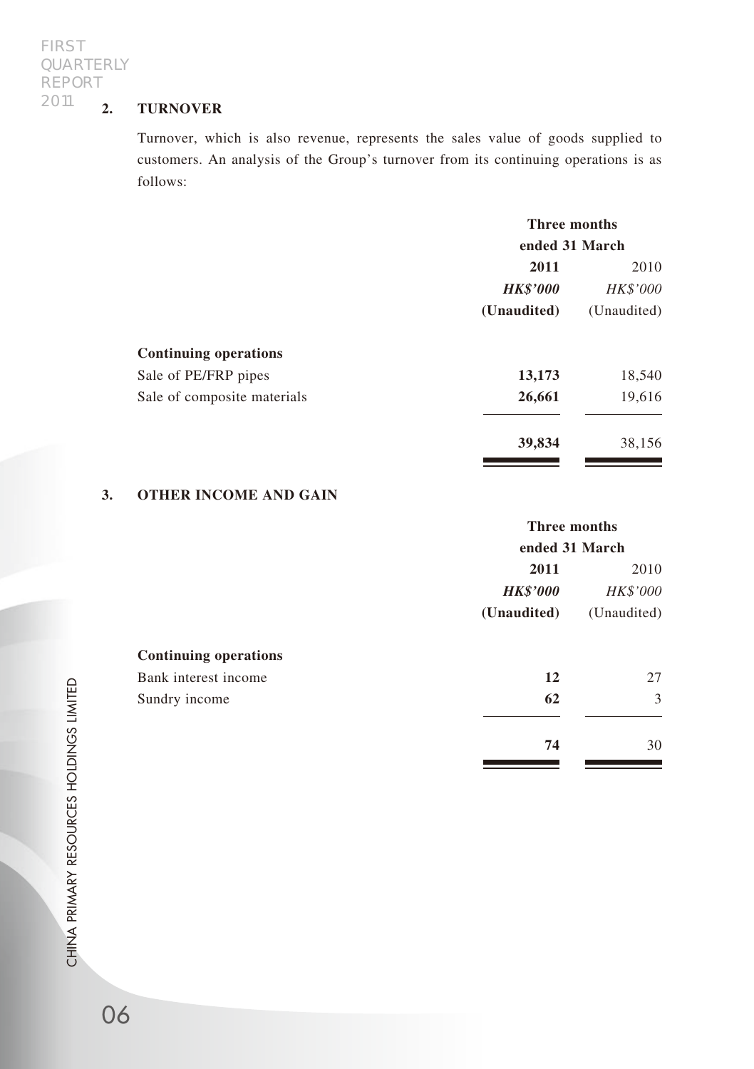## 2. TURNOVER

Turnover, which is also revenue, represents the sales value of goods supplied to customers. An analysis of the Group's turnover from its continuing operations is as follows:

| | Three months ended 31 March | |
|---|---|---|
| | **2011** | 2010 |
| | ***HK$'000*** | *HK$'000* |
| | **(Unaudited)** | (Unaudited) |
| **Continuing operations** | | |
| Sale of PE/FRP pipes | **13,173** | 18,540 |
| Sale of composite materials | **26,661** | 19,616 |
| | **39,834** | 38,156 |

## 3. OTHER INCOME AND GAIN

| | Three months ended 31 March | |
|---|---|---|
| | **2011** | 2010 |
| | ***HK$'000*** | *HK$'000* |
| | **(Unaudited)** | (Unaudited) |
| **Continuing operations** | | |
| Bank interest income | **12** | 27 |
| Sundry income | **62** | 3 |
| | **74** | 30 |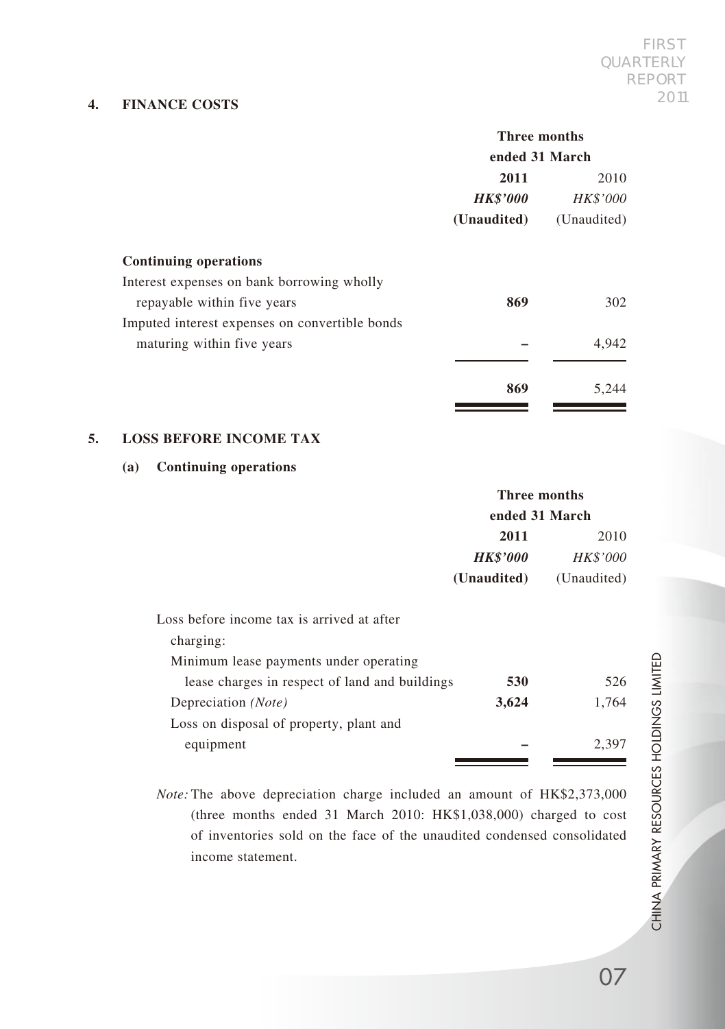## 4. FINANCE COSTS

| | Three months ended 31 March | |
|---|---|---|
| | **2011** | 2010 |
| | ***HK$'000*** | *HK$'000* |
| | **(Unaudited)** | (Unaudited) |
| **Continuing operations** | | |
| Interest expenses on bank borrowing wholly repayable within five years | **869** | 302 |
| Imputed interest expenses on convertible bonds maturing within five years | **–** | 4,942 |
| | **869** | 5,244 |

## 5. LOSS BEFORE INCOME TAX

### (a) Continuing operations

| | Three months ended 31 March | |
|---|---|---|
| | **2011** | 2010 |
| | ***HK$'000*** | *HK$'000* |
| | **(Unaudited)** | (Unaudited) |
| Loss before income tax is arrived at after charging: | | |
| Minimum lease payments under operating lease charges in respect of land and buildings | **530** | 526 |
| Depreciation *(Note)* | **3,624** | 1,764 |
| Loss on disposal of property, plant and equipment | **–** | 2,397 |

*Note:* The above depreciation charge included an amount of HK$2,373,000 (three months ended 31 March 2010: HK$1,038,000) charged to cost of inventories sold on the face of the unaudited condensed consolidated income statement.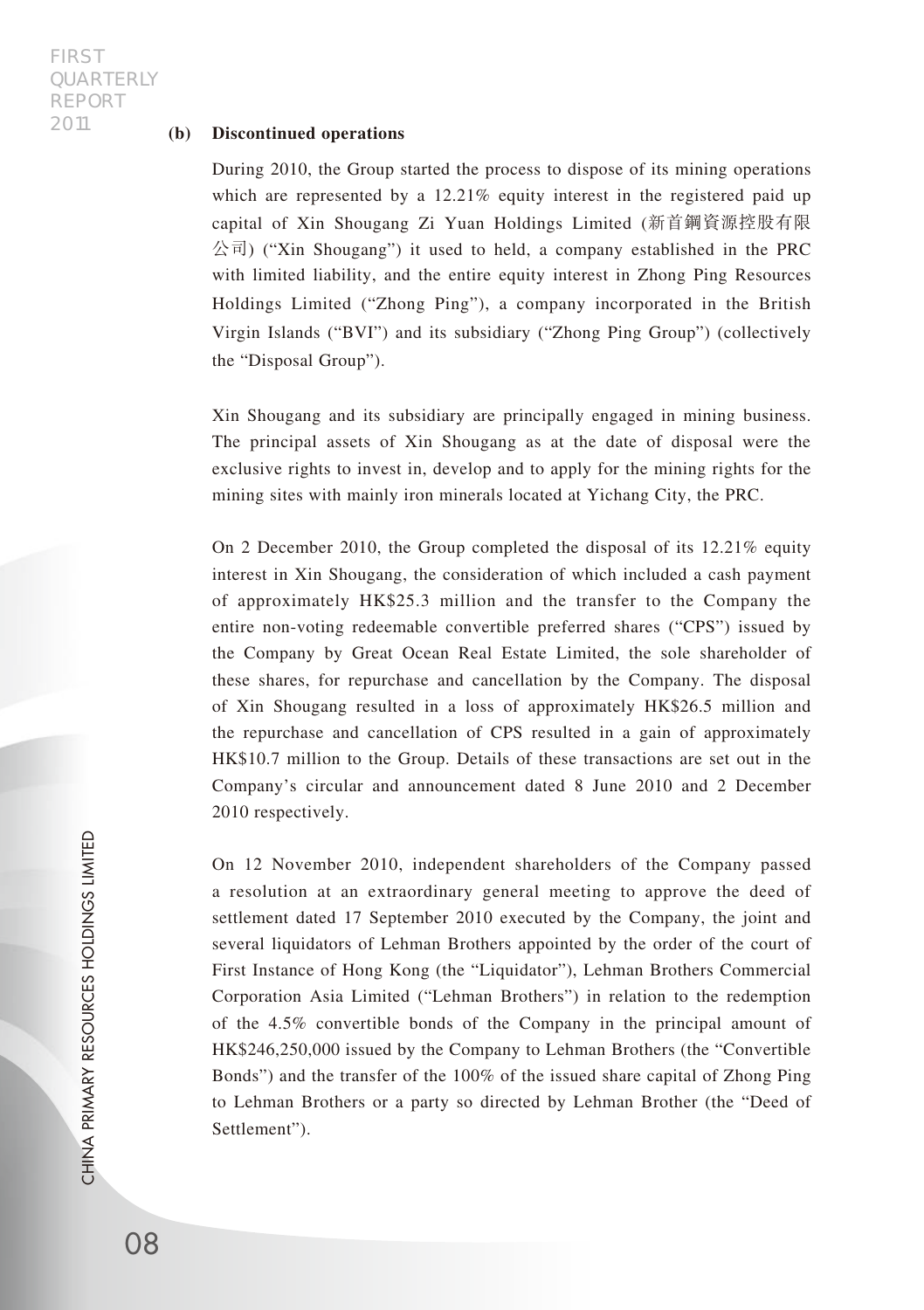**(b) Discontinued operations**

During 2010, the Group started the process to dispose of its mining operations which are represented by a 12.21% equity interest in the registered paid up capital of Xin Shougang Zi Yuan Holdings Limited (新首鋼資源控股有限公司) ("Xin Shougang") it used to held, a company established in the PRC with limited liability, and the entire equity interest in Zhong Ping Resources Holdings Limited ("Zhong Ping"), a company incorporated in the British Virgin Islands ("BVI") and its subsidiary ("Zhong Ping Group") (collectively the "Disposal Group").

Xin Shougang and its subsidiary are principally engaged in mining business. The principal assets of Xin Shougang as at the date of disposal were the exclusive rights to invest in, develop and to apply for the mining rights for the mining sites with mainly iron minerals located at Yichang City, the PRC.

On 2 December 2010, the Group completed the disposal of its 12.21% equity interest in Xin Shougang, the consideration of which included a cash payment of approximately HK$25.3 million and the transfer to the Company the entire non-voting redeemable convertible preferred shares ("CPS") issued by the Company by Great Ocean Real Estate Limited, the sole shareholder of these shares, for repurchase and cancellation by the Company. The disposal of Xin Shougang resulted in a loss of approximately HK$26.5 million and the repurchase and cancellation of CPS resulted in a gain of approximately HK$10.7 million to the Group. Details of these transactions are set out in the Company's circular and announcement dated 8 June 2010 and 2 December 2010 respectively.

On 12 November 2010, independent shareholders of the Company passed a resolution at an extraordinary general meeting to approve the deed of settlement dated 17 September 2010 executed by the Company, the joint and several liquidators of Lehman Brothers appointed by the order of the court of First Instance of Hong Kong (the "Liquidator"), Lehman Brothers Commercial Corporation Asia Limited ("Lehman Brothers") in relation to the redemption of the 4.5% convertible bonds of the Company in the principal amount of HK$246,250,000 issued by the Company to Lehman Brothers (the "Convertible Bonds") and the transfer of the 100% of the issued share capital of Zhong Ping to Lehman Brothers or a party so directed by Lehman Brother (the "Deed of Settlement").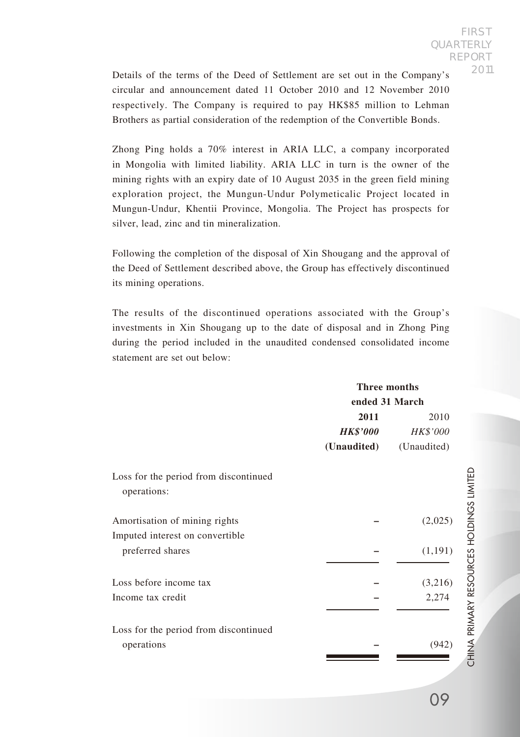Details of the terms of the Deed of Settlement are set out in the Company's circular and announcement dated 11 October 2010 and 12 November 2010 respectively. The Company is required to pay HK$85 million to Lehman Brothers as partial consideration of the redemption of the Convertible Bonds.

Zhong Ping holds a 70% interest in ARIA LLC, a company incorporated in Mongolia with limited liability. ARIA LLC in turn is the owner of the mining rights with an expiry date of 10 August 2035 in the green field mining exploration project, the Mungun-Undur Polymeticalic Project located in Mungun-Undur, Khentii Province, Mongolia. The Project has prospects for silver, lead, zinc and tin mineralization.

Following the completion of the disposal of Xin Shougang and the approval of the Deed of Settlement described above, the Group has effectively discontinued its mining operations.

The results of the discontinued operations associated with the Group's investments in Xin Shougang up to the date of disposal and in Zhong Ping during the period included in the unaudited condensed consolidated income statement are set out below:

| | Three months ended 31 March | |
|---|---|---|
| | **2011** | 2010 |
| | ***HK$'000*** | *HK$'000* |
| | **(Unaudited)** | (Unaudited) |
| Loss for the period from discontinued operations: | | |
| Amortisation of mining rights | – | (2,025) |
| Imputed interest on convertible preferred shares | – | (1,191) |
| Loss before income tax | – | (3,216) |
| Income tax credit | – | 2,274 |
| Loss for the period from discontinued operations | – | (942) |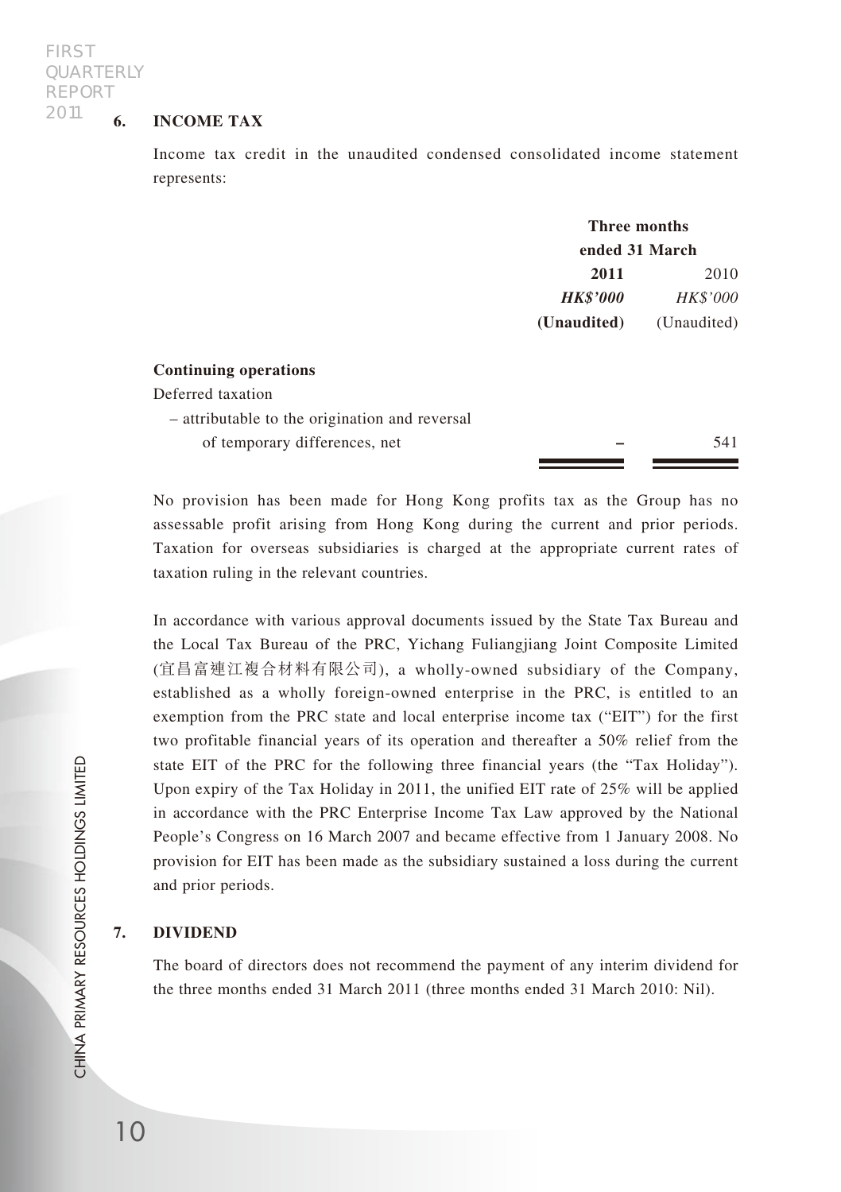## 6. INCOME TAX

Income tax credit in the unaudited condensed consolidated income statement represents:

| | Three months ended 31 March | |
|---|---|---|
| | **2011** | 2010 |
| | ***HK$'000*** | *HK$'000* |
| | **(Unaudited)** | (Unaudited) |
| **Continuing operations** | | |
| Deferred taxation | | |
| – attributable to the origination and reversal of temporary differences, net | **–** | 541 |

No provision has been made for Hong Kong profits tax as the Group has no assessable profit arising from Hong Kong during the current and prior periods. Taxation for overseas subsidiaries is charged at the appropriate current rates of taxation ruling in the relevant countries.

In accordance with various approval documents issued by the State Tax Bureau and the Local Tax Bureau of the PRC, Yichang Fuliangjiang Joint Composite Limited (宜昌富連江複合材料有限公司), a wholly-owned subsidiary of the Company, established as a wholly foreign-owned enterprise in the PRC, is entitled to an exemption from the PRC state and local enterprise income tax ("EIT") for the first two profitable financial years of its operation and thereafter a 50% relief from the state EIT of the PRC for the following three financial years (the "Tax Holiday"). Upon expiry of the Tax Holiday in 2011, the unified EIT rate of 25% will be applied in accordance with the PRC Enterprise Income Tax Law approved by the National People's Congress on 16 March 2007 and became effective from 1 January 2008. No provision for EIT has been made as the subsidiary sustained a loss during the current and prior periods.

## 7. DIVIDEND

The board of directors does not recommend the payment of any interim dividend for the three months ended 31 March 2011 (three months ended 31 March 2010: Nil).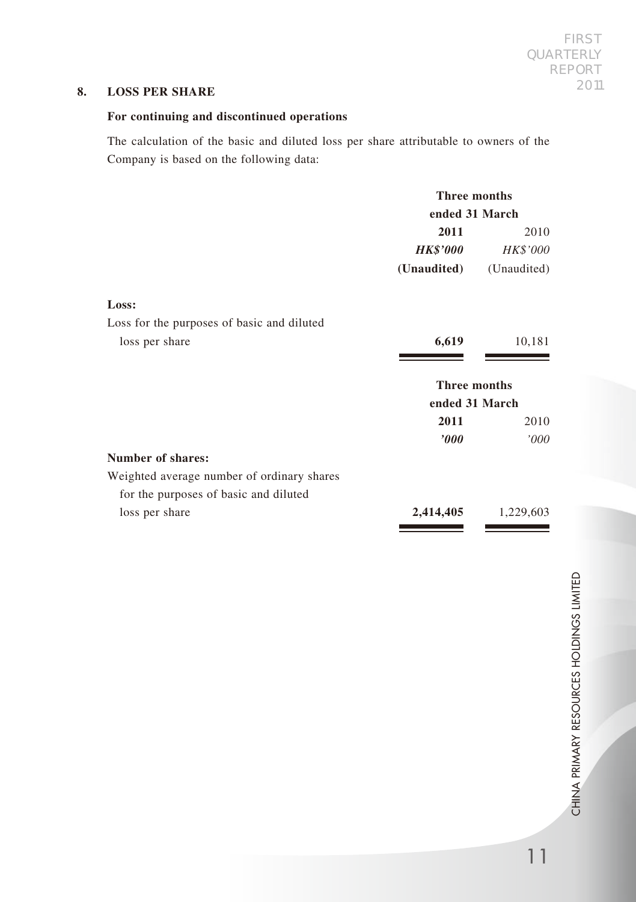## 8. LOSS PER SHARE

### For continuing and discontinued operations

The calculation of the basic and diluted loss per share attributable to owners of the Company is based on the following data:

| | Three months ended 31 March | |
|---|---|---|
| | **2011** | 2010 |
| | ***HK$'000*** | *HK$'000* |
| | **(Unaudited)** | (Unaudited) |
| **Loss:** | | |
| Loss for the purposes of basic and diluted loss per share | **6,619** | 10,181 |

| | Three months ended 31 March | |
|---|---|---|
| | **2011** | 2010 |
| | ***'000*** | *'000* |
| **Number of shares:** | | |
| Weighted average number of ordinary shares for the purposes of basic and diluted loss per share | **2,414,405** | 1,229,603 |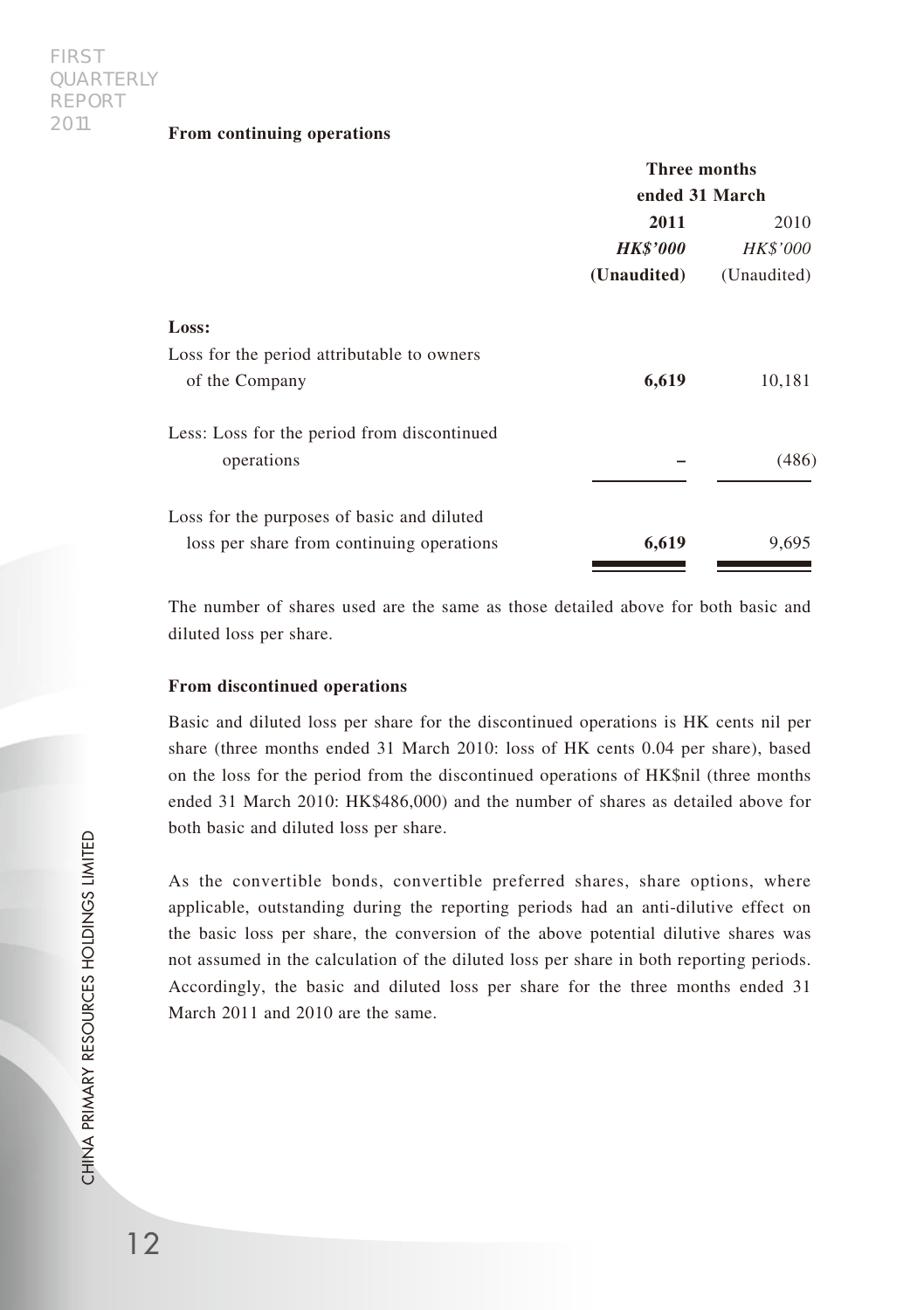**From continuing operations**

| | Three months ended 31 March | |
|---|---|---|
| | **2011** | 2010 |
| | ***HK$'000*** | *HK$'000* |
| | **(Unaudited)** | (Unaudited) |
| **Loss:** | | |
| Loss for the period attributable to owners of the Company | **6,619** | 10,181 |
| Less: Loss for the period from discontinued operations | **–** | (486) |
| Loss for the purposes of basic and diluted loss per share from continuing operations | **6,619** | 9,695 |

The number of shares used are the same as those detailed above for both basic and diluted loss per share.

**From discontinued operations**

Basic and diluted loss per share for the discontinued operations is HK cents nil per share (three months ended 31 March 2010: loss of HK cents 0.04 per share), based on the loss for the period from the discontinued operations of HK$nil (three months ended 31 March 2010: HK$486,000) and the number of shares as detailed above for both basic and diluted loss per share.

As the convertible bonds, convertible preferred shares, share options, where applicable, outstanding during the reporting periods had an anti-dilutive effect on the basic loss per share, the conversion of the above potential dilutive shares was not assumed in the calculation of the diluted loss per share in both reporting periods. Accordingly, the basic and diluted loss per share for the three months ended 31 March 2011 and 2010 are the same.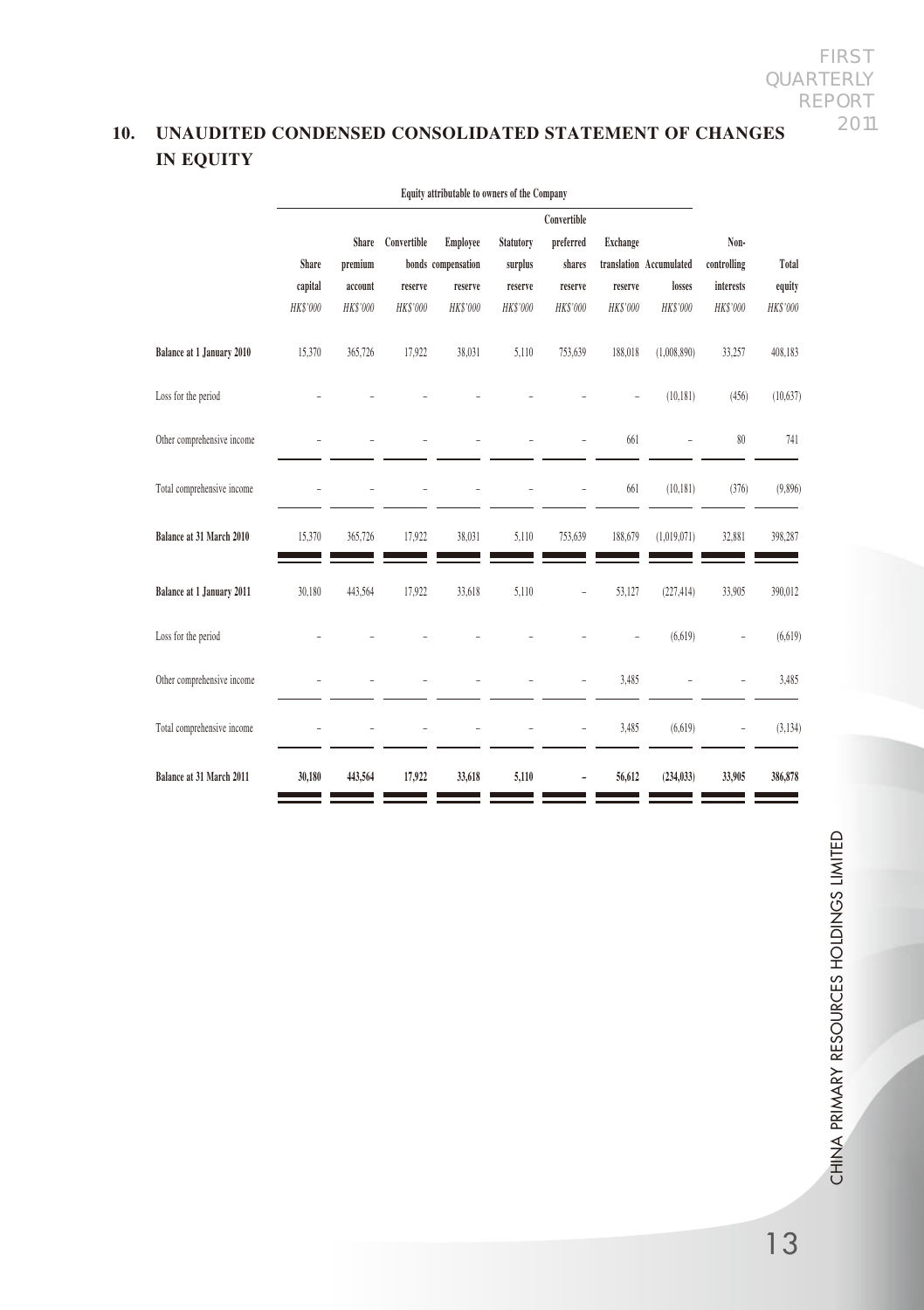## 10. UNAUDITED CONDENSED CONSOLIDATED STATEMENT OF CHANGES IN EQUITY

| | Equity attributable to owners of the Company | | | | | | | | | |
|---|---|---|---|---|---|---|---|---|---|---|
| | Share capital | Share premium account | Convertible bonds reserve | Employee compensation reserve | Statutory surplus reserve | Convertible preferred shares reserve | Exchange translation reserve | Accumulated losses | Non-controlling interests | Total equity |
| | *HK$'000* | *HK$'000* | *HK$'000* | *HK$'000* | *HK$'000* | *HK$'000* | *HK$'000* | *HK$'000* | *HK$'000* | *HK$'000* |
| **Balance at 1 January 2010** | 15,370 | 365,726 | 17,922 | 38,031 | 5,110 | 753,639 | 188,018 | (1,008,890) | 33,257 | 408,183 |
| Loss for the period | – | – | – | – | – | – | – | (10,181) | (456) | (10,637) |
| Other comprehensive income | – | – | – | – | – | – | 661 | – | 80 | 741 |
| Total comprehensive income | – | – | – | – | – | – | 661 | (10,181) | (376) | (9,896) |
| **Balance at 31 March 2010** | 15,370 | 365,726 | 17,922 | 38,031 | 5,110 | 753,639 | 188,679 | (1,019,071) | 32,881 | 398,287 |
| **Balance at 1 January 2011** | 30,180 | 443,564 | 17,922 | 33,618 | 5,110 | – | 53,127 | (227,414) | 33,905 | 390,012 |
| Loss for the period | – | – | – | – | – | – | – | (6,619) | – | (6,619) |
| Other comprehensive income | – | – | – | – | – | – | 3,485 | – | – | 3,485 |
| Total comprehensive income | – | – | – | – | – | – | 3,485 | (6,619) | – | (3,134) |
| **Balance at 31 March 2011** | **30,180** | **443,564** | **17,922** | **33,618** | **5,110** | **–** | **56,612** | **(234,033)** | **33,905** | **386,878** |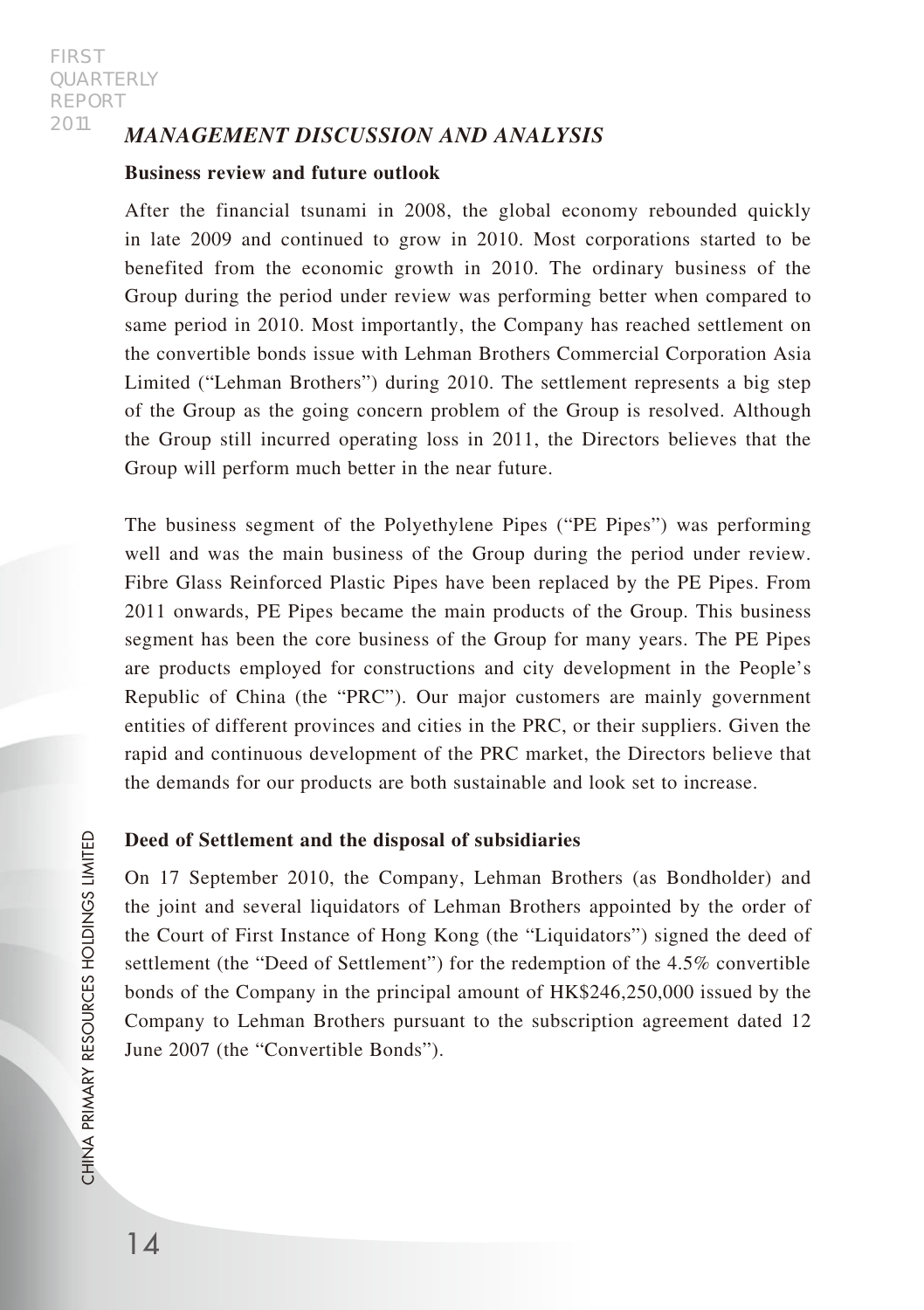## *MANAGEMENT DISCUSSION AND ANALYSIS*

### Business review and future outlook

After the financial tsunami in 2008, the global economy rebounded quickly in late 2009 and continued to grow in 2010. Most corporations started to be benefited from the economic growth in 2010. The ordinary business of the Group during the period under review was performing better when compared to same period in 2010. Most importantly, the Company has reached settlement on the convertible bonds issue with Lehman Brothers Commercial Corporation Asia Limited ("Lehman Brothers") during 2010. The settlement represents a big step of the Group as the going concern problem of the Group is resolved. Although the Group still incurred operating loss in 2011, the Directors believes that the Group will perform much better in the near future.

The business segment of the Polyethylene Pipes ("PE Pipes") was performing well and was the main business of the Group during the period under review. Fibre Glass Reinforced Plastic Pipes have been replaced by the PE Pipes. From 2011 onwards, PE Pipes became the main products of the Group. This business segment has been the core business of the Group for many years. The PE Pipes are products employed for constructions and city development in the People's Republic of China (the "PRC"). Our major customers are mainly government entities of different provinces and cities in the PRC, or their suppliers. Given the rapid and continuous development of the PRC market, the Directors believe that the demands for our products are both sustainable and look set to increase.

### Deed of Settlement and the disposal of subsidiaries

On 17 September 2010, the Company, Lehman Brothers (as Bondholder) and the joint and several liquidators of Lehman Brothers appointed by the order of the Court of First Instance of Hong Kong (the "Liquidators") signed the deed of settlement (the "Deed of Settlement") for the redemption of the 4.5% convertible bonds of the Company in the principal amount of HK$246,250,000 issued by the Company to Lehman Brothers pursuant to the subscription agreement dated 12 June 2007 (the "Convertible Bonds").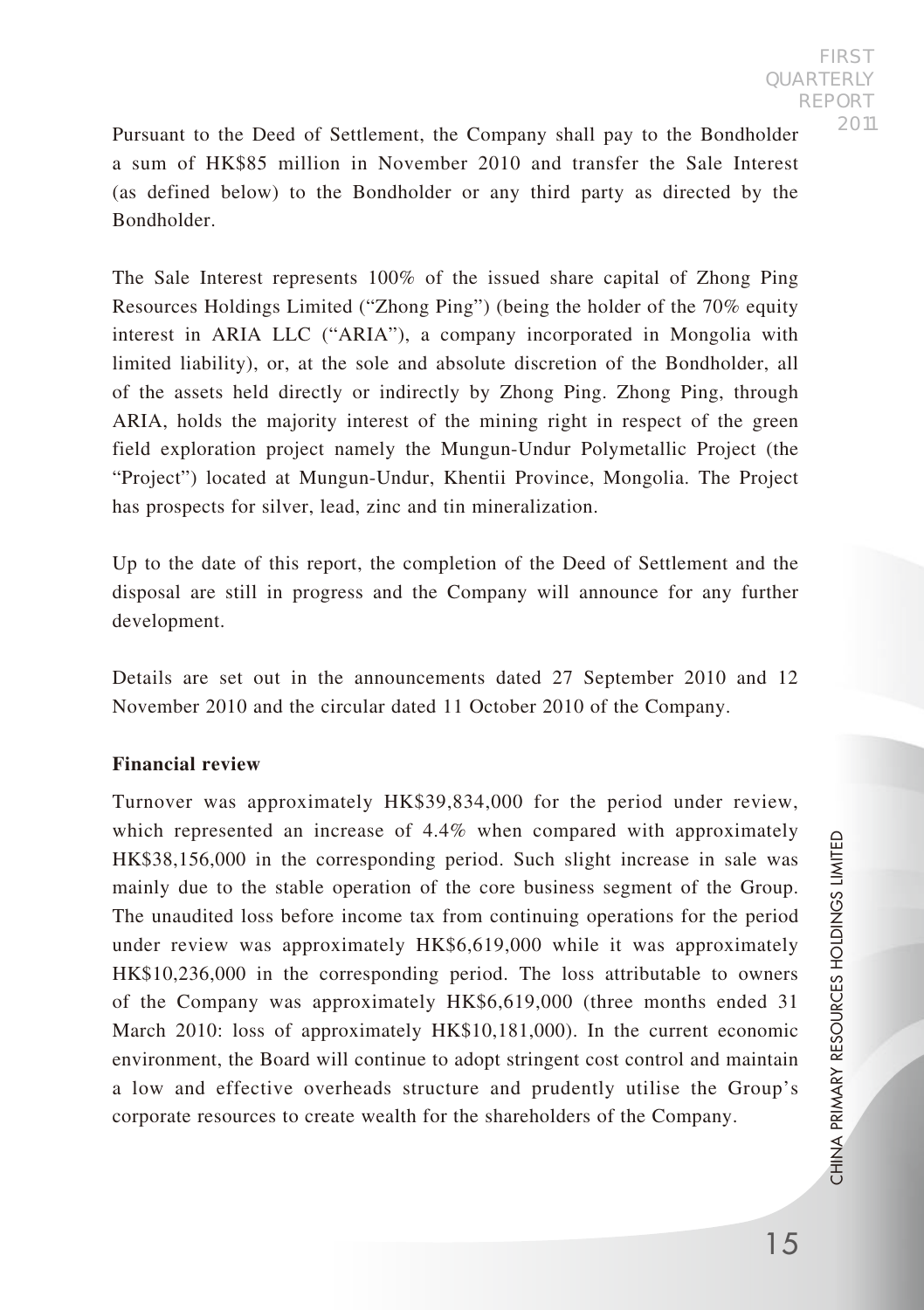Pursuant to the Deed of Settlement, the Company shall pay to the Bondholder a sum of HK$85 million in November 2010 and transfer the Sale Interest (as defined below) to the Bondholder or any third party as directed by the Bondholder.

The Sale Interest represents 100% of the issued share capital of Zhong Ping Resources Holdings Limited ("Zhong Ping") (being the holder of the 70% equity interest in ARIA LLC ("ARIA"), a company incorporated in Mongolia with limited liability), or, at the sole and absolute discretion of the Bondholder, all of the assets held directly or indirectly by Zhong Ping. Zhong Ping, through ARIA, holds the majority interest of the mining right in respect of the green field exploration project namely the Mungun-Undur Polymetallic Project (the "Project") located at Mungun-Undur, Khentii Province, Mongolia. The Project has prospects for silver, lead, zinc and tin mineralization.

Up to the date of this report, the completion of the Deed of Settlement and the disposal are still in progress and the Company will announce for any further development.

Details are set out in the announcements dated 27 September 2010 and 12 November 2010 and the circular dated 11 October 2010 of the Company.

**Financial review**

Turnover was approximately HK$39,834,000 for the period under review, which represented an increase of 4.4% when compared with approximately HK$38,156,000 in the corresponding period. Such slight increase in sale was mainly due to the stable operation of the core business segment of the Group. The unaudited loss before income tax from continuing operations for the period under review was approximately HK$6,619,000 while it was approximately HK$10,236,000 in the corresponding period. The loss attributable to owners of the Company was approximately HK$6,619,000 (three months ended 31 March 2010: loss of approximately HK$10,181,000). In the current economic environment, the Board will continue to adopt stringent cost control and maintain a low and effective overheads structure and prudently utilise the Group's corporate resources to create wealth for the shareholders of the Company.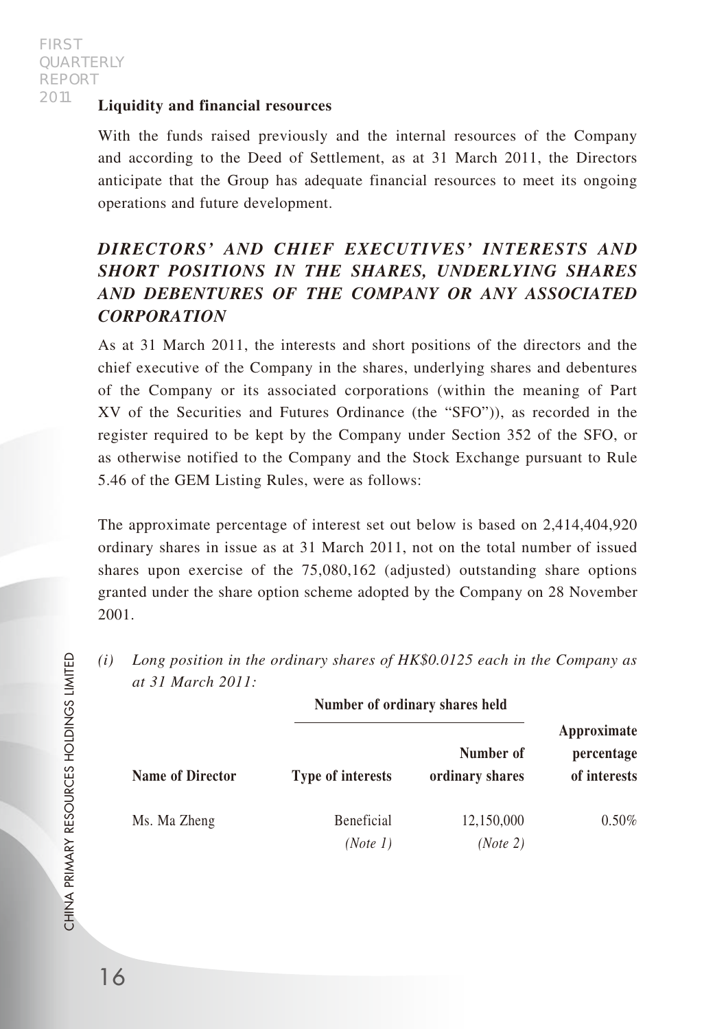**Liquidity and financial resources**

With the funds raised previously and the internal resources of the Company and according to the Deed of Settlement, as at 31 March 2011, the Directors anticipate that the Group has adequate financial resources to meet its ongoing operations and future development.

## *DIRECTORS' AND CHIEF EXECUTIVES' INTERESTS AND SHORT POSITIONS IN THE SHARES, UNDERLYING SHARES AND DEBENTURES OF THE COMPANY OR ANY ASSOCIATED CORPORATION*

As at 31 March 2011, the interests and short positions of the directors and the chief executive of the Company in the shares, underlying shares and debentures of the Company or its associated corporations (within the meaning of Part XV of the Securities and Futures Ordinance (the "SFO")), as recorded in the register required to be kept by the Company under Section 352 of the SFO, or as otherwise notified to the Company and the Stock Exchange pursuant to Rule 5.46 of the GEM Listing Rules, were as follows:

The approximate percentage of interest set out below is based on 2,414,404,920 ordinary shares in issue as at 31 March 2011, not on the total number of issued shares upon exercise of the 75,080,162 (adjusted) outstanding share options granted under the share option scheme adopted by the Company on 28 November 2001.

*(i) Long position in the ordinary shares of HK$0.0125 each in the Company as at 31 March 2011:*

| | Number of ordinary shares held | | |
|---|---|---|---|
| **Name of Director** | **Type of interests** | **Number of ordinary shares** | **Approximate percentage of interests** |
| Ms. Ma Zheng | Beneficial *(Note 1)* | 12,150,000 *(Note 2)* | 0.50% |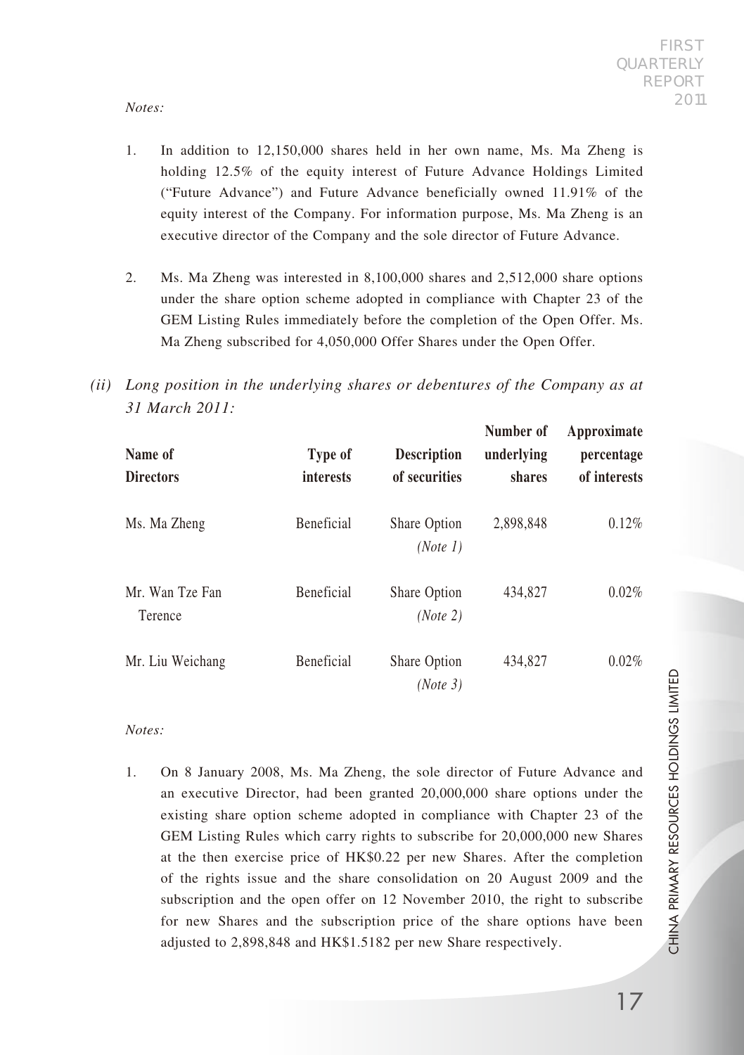*Notes:*

1. In addition to 12,150,000 shares held in her own name, Ms. Ma Zheng is holding 12.5% of the equity interest of Future Advance Holdings Limited ("Future Advance") and Future Advance beneficially owned 11.91% of the equity interest of the Company. For information purpose, Ms. Ma Zheng is an executive director of the Company and the sole director of Future Advance.

2. Ms. Ma Zheng was interested in 8,100,000 shares and 2,512,000 share options under the share option scheme adopted in compliance with Chapter 23 of the GEM Listing Rules immediately before the completion of the Open Offer. Ms. Ma Zheng subscribed for 4,050,000 Offer Shares under the Open Offer.

*(ii) Long position in the underlying shares or debentures of the Company as at 31 March 2011:*

| Name of Directors | Type of interests | Description of securities | Number of underlying shares | Approximate percentage of interests |
|---|---|---|---|---|
| Ms. Ma Zheng | Beneficial | Share Option *(Note 1)* | 2,898,848 | 0.12% |
| Mr. Wan Tze Fan Terence | Beneficial | Share Option *(Note 2)* | 434,827 | 0.02% |
| Mr. Liu Weichang | Beneficial | Share Option *(Note 3)* | 434,827 | 0.02% |

*Notes:*

1. On 8 January 2008, Ms. Ma Zheng, the sole director of Future Advance and an executive Director, had been granted 20,000,000 share options under the existing share option scheme adopted in compliance with Chapter 23 of the GEM Listing Rules which carry rights to subscribe for 20,000,000 new Shares at the then exercise price of HK$0.22 per new Shares. After the completion of the rights issue and the share consolidation on 20 August 2009 and the subscription and the open offer on 12 November 2010, the right to subscribe for new Shares and the subscription price of the share options have been adjusted to 2,898,848 and HK$1.5182 per new Share respectively.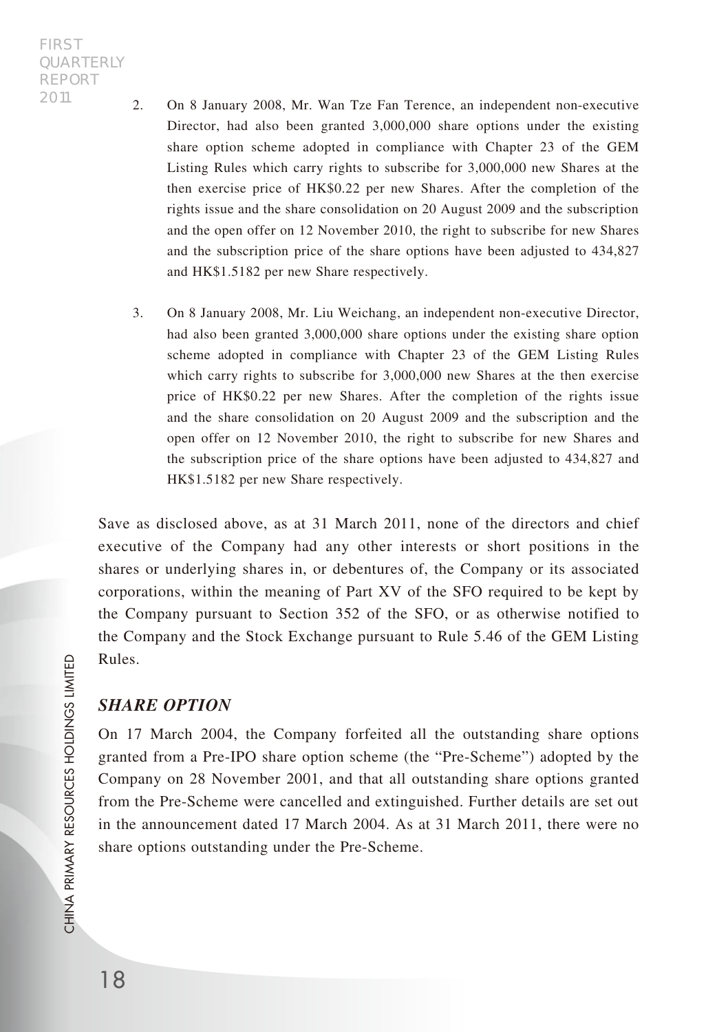2. On 8 January 2008, Mr. Wan Tze Fan Terence, an independent non-executive Director, had also been granted 3,000,000 share options under the existing share option scheme adopted in compliance with Chapter 23 of the GEM Listing Rules which carry rights to subscribe for 3,000,000 new Shares at the then exercise price of HK$0.22 per new Shares. After the completion of the rights issue and the share consolidation on 20 August 2009 and the subscription and the open offer on 12 November 2010, the right to subscribe for new Shares and the subscription price of the share options have been adjusted to 434,827 and HK$1.5182 per new Share respectively.

3. On 8 January 2008, Mr. Liu Weichang, an independent non-executive Director, had also been granted 3,000,000 share options under the existing share option scheme adopted in compliance with Chapter 23 of the GEM Listing Rules which carry rights to subscribe for 3,000,000 new Shares at the then exercise price of HK$0.22 per new Shares. After the completion of the rights issue and the share consolidation on 20 August 2009 and the subscription and the open offer on 12 November 2010, the right to subscribe for new Shares and the subscription price of the share options have been adjusted to 434,827 and HK$1.5182 per new Share respectively.

Save as disclosed above, as at 31 March 2011, none of the directors and chief executive of the Company had any other interests or short positions in the shares or underlying shares in, or debentures of, the Company or its associated corporations, within the meaning of Part XV of the SFO required to be kept by the Company pursuant to Section 352 of the SFO, or as otherwise notified to the Company and the Stock Exchange pursuant to Rule 5.46 of the GEM Listing Rules.

## *SHARE OPTION*

On 17 March 2004, the Company forfeited all the outstanding share options granted from a Pre-IPO share option scheme (the "Pre-Scheme") adopted by the Company on 28 November 2001, and that all outstanding share options granted from the Pre-Scheme were cancelled and extinguished. Further details are set out in the announcement dated 17 March 2004. As at 31 March 2011, there were no share options outstanding under the Pre-Scheme.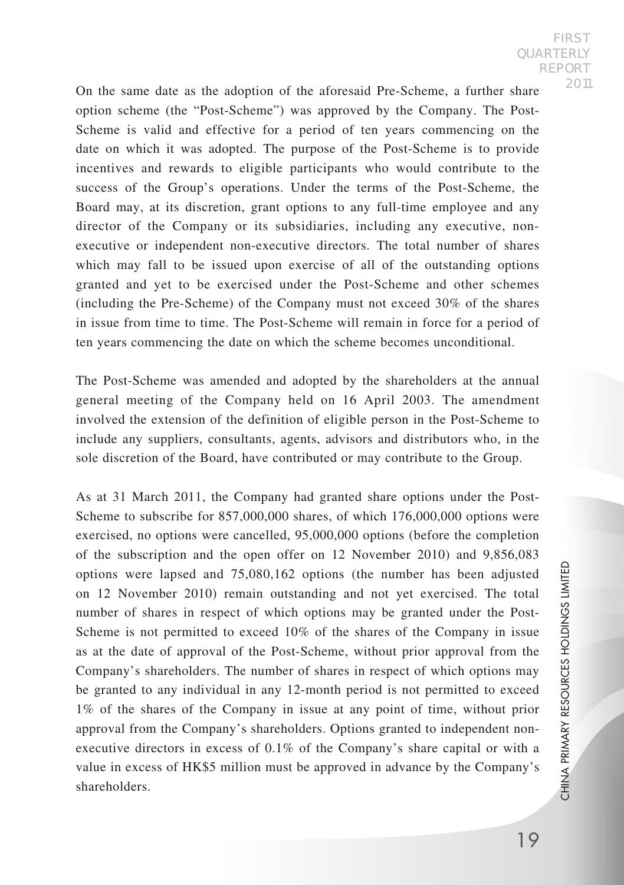On the same date as the adoption of the aforesaid Pre-Scheme, a further share option scheme (the "Post-Scheme") was approved by the Company. The Post-Scheme is valid and effective for a period of ten years commencing on the date on which it was adopted. The purpose of the Post-Scheme is to provide incentives and rewards to eligible participants who would contribute to the success of the Group's operations. Under the terms of the Post-Scheme, the Board may, at its discretion, grant options to any full-time employee and any director of the Company or its subsidiaries, including any executive, non-executive or independent non-executive directors. The total number of shares which may fall to be issued upon exercise of all of the outstanding options granted and yet to be exercised under the Post-Scheme and other schemes (including the Pre-Scheme) of the Company must not exceed 30% of the shares in issue from time to time. The Post-Scheme will remain in force for a period of ten years commencing the date on which the scheme becomes unconditional.

The Post-Scheme was amended and adopted by the shareholders at the annual general meeting of the Company held on 16 April 2003. The amendment involved the extension of the definition of eligible person in the Post-Scheme to include any suppliers, consultants, agents, advisors and distributors who, in the sole discretion of the Board, have contributed or may contribute to the Group.

As at 31 March 2011, the Company had granted share options under the Post-Scheme to subscribe for 857,000,000 shares, of which 176,000,000 options were exercised, no options were cancelled, 95,000,000 options (before the completion of the subscription and the open offer on 12 November 2010) and 9,856,083 options were lapsed and 75,080,162 options (the number has been adjusted on 12 November 2010) remain outstanding and not yet exercised. The total number of shares in respect of which options may be granted under the Post-Scheme is not permitted to exceed 10% of the shares of the Company in issue as at the date of approval of the Post-Scheme, without prior approval from the Company's shareholders. The number of shares in respect of which options may be granted to any individual in any 12-month period is not permitted to exceed 1% of the shares of the Company in issue at any point of time, without prior approval from the Company's shareholders. Options granted to independent non-executive directors in excess of 0.1% of the Company's share capital or with a value in excess of HK$5 million must be approved in advance by the Company's shareholders.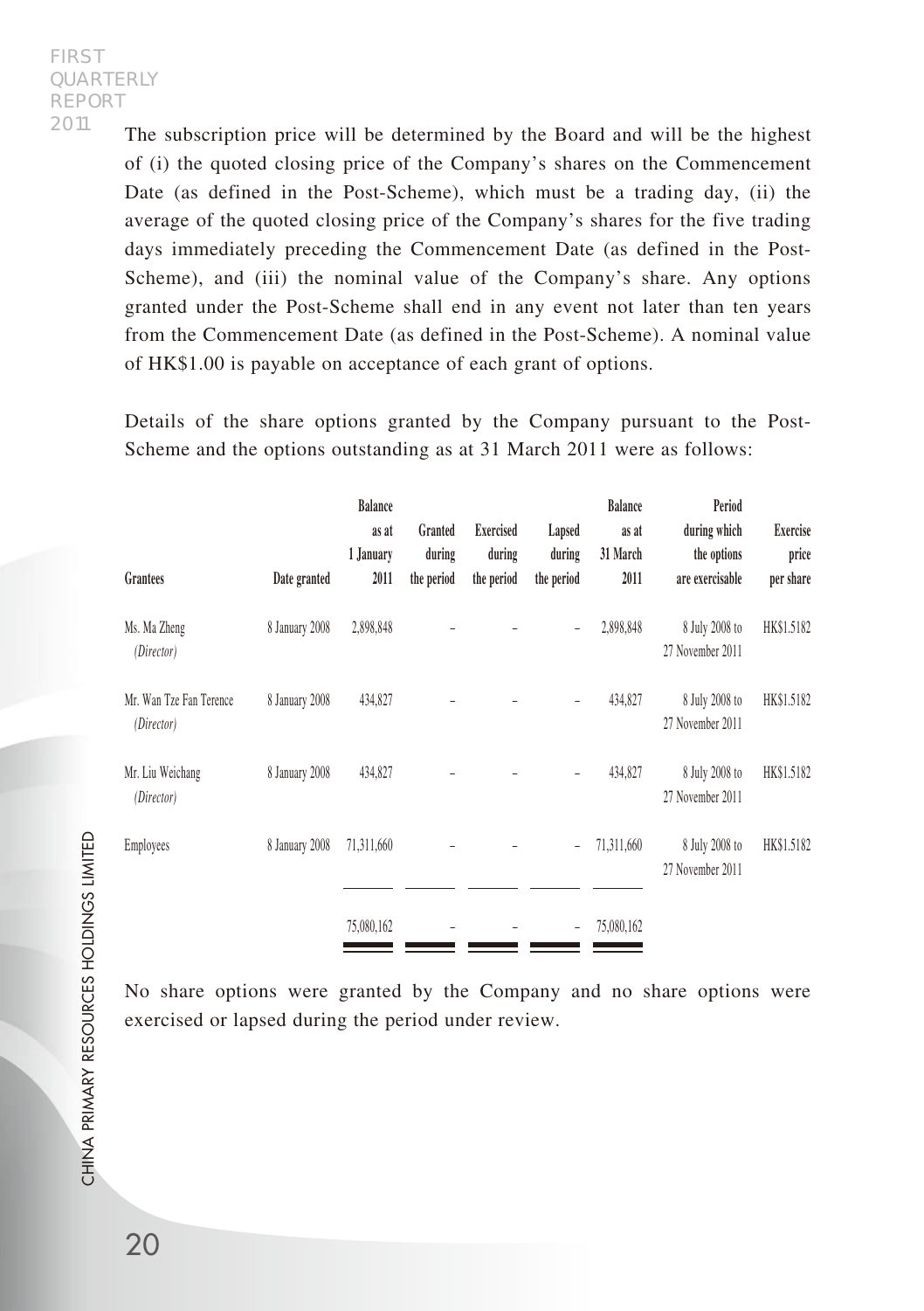The subscription price will be determined by the Board and will be the highest of (i) the quoted closing price of the Company's shares on the Commencement Date (as defined in the Post-Scheme), which must be a trading day, (ii) the average of the quoted closing price of the Company's shares for the five trading days immediately preceding the Commencement Date (as defined in the Post-Scheme), and (iii) the nominal value of the Company's share. Any options granted under the Post-Scheme shall end in any event not later than ten years from the Commencement Date (as defined in the Post-Scheme). A nominal value of HK$1.00 is payable on acceptance of each grant of options.

Details of the share options granted by the Company pursuant to the Post-Scheme and the options outstanding as at 31 March 2011 were as follows:

| Grantees | Date granted | Balance as at 1 January 2011 | Granted during the period | Exercised during the period | Lapsed during the period | Balance as at 31 March 2011 | Period during which the options are exercisable | Exercise price per share |
|---|---|---|---|---|---|---|---|---|
| Ms. Ma Zheng *(Director)* | 8 January 2008 | 2,898,848 | – | – | – | 2,898,848 | 8 July 2008 to 27 November 2011 | HK$1.5182 |
| Mr. Wan Tze Fan Terence *(Director)* | 8 January 2008 | 434,827 | – | – | – | 434,827 | 8 July 2008 to 27 November 2011 | HK$1.5182 |
| Mr. Liu Weichang *(Director)* | 8 January 2008 | 434,827 | – | – | – | 434,827 | 8 July 2008 to 27 November 2011 | HK$1.5182 |
| Employees | 8 January 2008 | 71,311,660 | – | – | – | 71,311,660 | 8 July 2008 to 27 November 2011 | HK$1.5182 |
| | | 75,080,162 | – | – | – | 75,080,162 | | |

No share options were granted by the Company and no share options were exercised or lapsed during the period under review.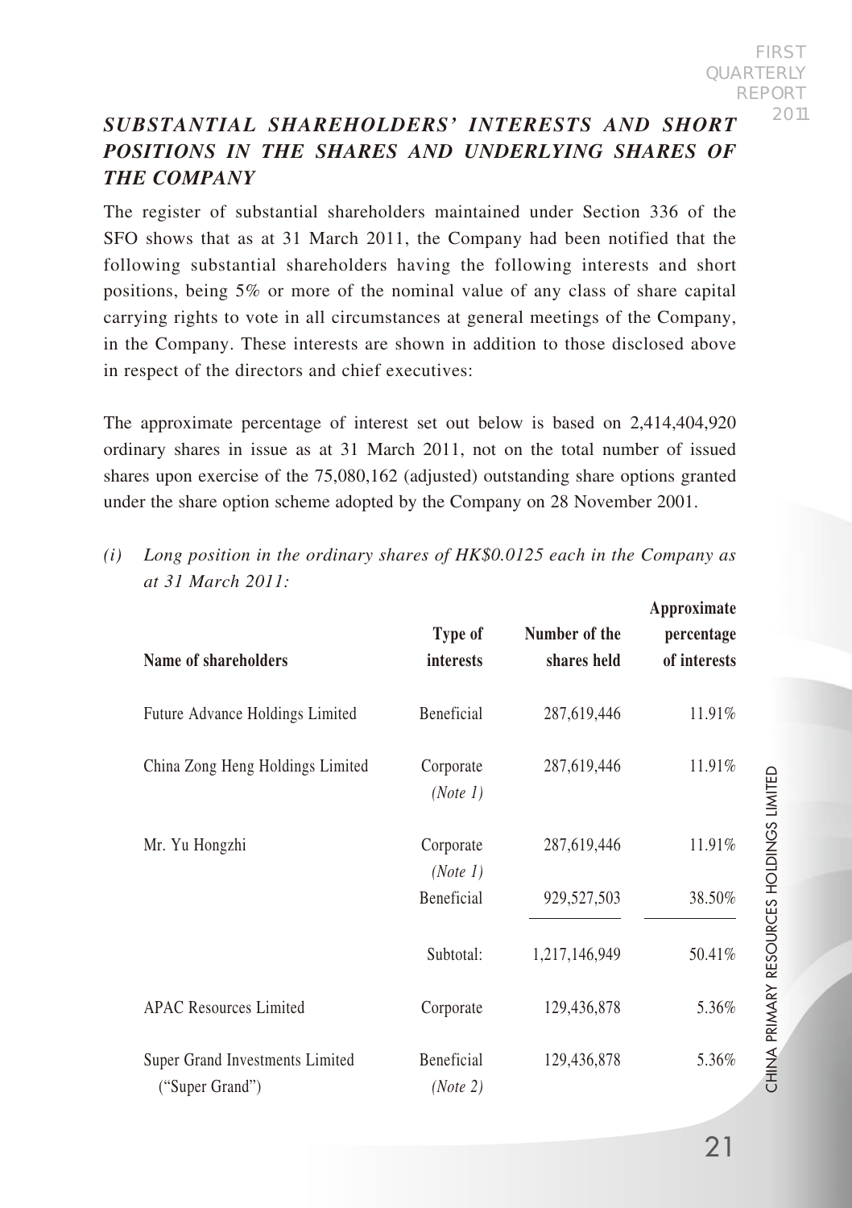## *SUBSTANTIAL SHAREHOLDERS' INTERESTS AND SHORT POSITIONS IN THE SHARES AND UNDERLYING SHARES OF THE COMPANY*

The register of substantial shareholders maintained under Section 336 of the SFO shows that as at 31 March 2011, the Company had been notified that the following substantial shareholders having the following interests and short positions, being 5% or more of the nominal value of any class of share capital carrying rights to vote in all circumstances at general meetings of the Company, in the Company. These interests are shown in addition to those disclosed above in respect of the directors and chief executives:

The approximate percentage of interest set out below is based on 2,414,404,920 ordinary shares in issue as at 31 March 2011, not on the total number of issued shares upon exercise of the 75,080,162 (adjusted) outstanding share options granted under the share option scheme adopted by the Company on 28 November 2001.

*(i) Long position in the ordinary shares of HK$0.0125 each in the Company as at 31 March 2011:*

| Name of shareholders | Type of interests | Number of the shares held | Approximate percentage of interests |
|---|---|---|---|
| Future Advance Holdings Limited | Beneficial | 287,619,446 | 11.91% |
| China Zong Heng Holdings Limited | Corporate *(Note 1)* | 287,619,446 | 11.91% |
| Mr. Yu Hongzhi | Corporate *(Note 1)* | 287,619,446 | 11.91% |
| | Beneficial | 929,527,503 | 38.50% |
| | Subtotal: | 1,217,146,949 | 50.41% |
| APAC Resources Limited | Corporate | 129,436,878 | 5.36% |
| Super Grand Investments Limited ("Super Grand") | Beneficial *(Note 2)* | 129,436,878 | 5.36% |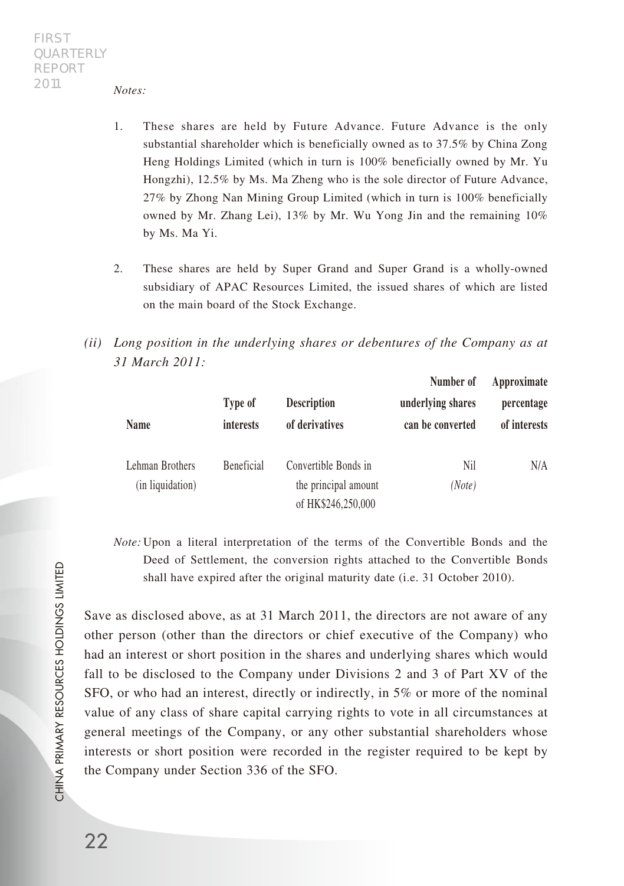*Notes:*

1. These shares are held by Future Advance. Future Advance is the only substantial shareholder which is beneficially owned as to 37.5% by China Zong Heng Holdings Limited (which in turn is 100% beneficially owned by Mr. Yu Hongzhi), 12.5% by Ms. Ma Zheng who is the sole director of Future Advance, 27% by Zhong Nan Mining Group Limited (which in turn is 100% beneficially owned by Mr. Zhang Lei), 13% by Mr. Wu Yong Jin and the remaining 10% by Ms. Ma Yi.

2. These shares are held by Super Grand and Super Grand is a wholly-owned subsidiary of APAC Resources Limited, the issued shares of which are listed on the main board of the Stock Exchange.

*(ii) Long position in the underlying shares or debentures of the Company as at 31 March 2011:*

| Name | Type of interests | Description of derivatives | Number of underlying shares can be converted | Approximate percentage of interests |
|---|---|---|---|---|
| Lehman Brothers (in liquidation) | Beneficial | Convertible Bonds in the principal amount of HK$246,250,000 | Nil *(Note)* | N/A |

*Note:* Upon a literal interpretation of the terms of the Convertible Bonds and the Deed of Settlement, the conversion rights attached to the Convertible Bonds shall have expired after the original maturity date (i.e. 31 October 2010).

Save as disclosed above, as at 31 March 2011, the directors are not aware of any other person (other than the directors or chief executive of the Company) who had an interest or short position in the shares and underlying shares which would fall to be disclosed to the Company under Divisions 2 and 3 of Part XV of the SFO, or who had an interest, directly or indirectly, in 5% or more of the nominal value of any class of share capital carrying rights to vote in all circumstances at general meetings of the Company, or any other substantial shareholders whose interests or short position were recorded in the register required to be kept by the Company under Section 336 of the SFO.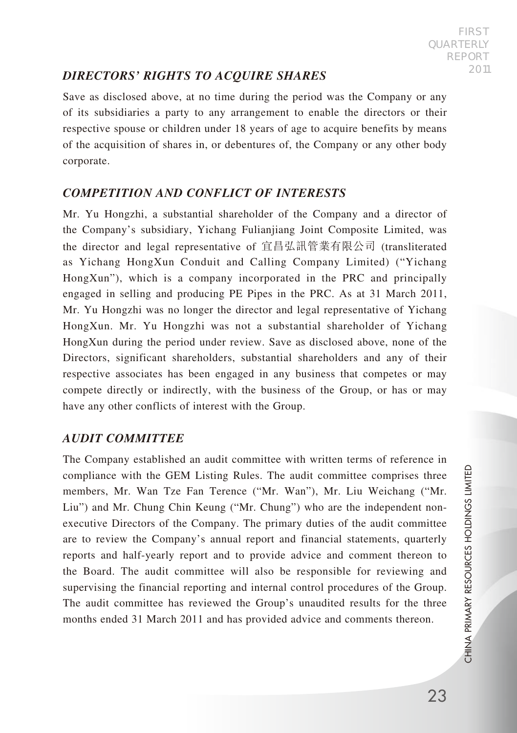## *DIRECTORS' RIGHTS TO ACQUIRE SHARES*

Save as disclosed above, at no time during the period was the Company or any of its subsidiaries a party to any arrangement to enable the directors or their respective spouse or children under 18 years of age to acquire benefits by means of the acquisition of shares in, or debentures of, the Company or any other body corporate.

## *COMPETITION AND CONFLICT OF INTERESTS*

Mr. Yu Hongzhi, a substantial shareholder of the Company and a director of the Company's subsidiary, Yichang Fulianjiang Joint Composite Limited, was the director and legal representative of 宜昌弘訊管業有限公司 (transliterated as Yichang HongXun Conduit and Calling Company Limited) ("Yichang HongXun"), which is a company incorporated in the PRC and principally engaged in selling and producing PE Pipes in the PRC. As at 31 March 2011, Mr. Yu Hongzhi was no longer the director and legal representative of Yichang HongXun. Mr. Yu Hongzhi was not a substantial shareholder of Yichang HongXun during the period under review. Save as disclosed above, none of the Directors, significant shareholders, substantial shareholders and any of their respective associates has been engaged in any business that competes or may compete directly or indirectly, with the business of the Group, or has or may have any other conflicts of interest with the Group.

## *AUDIT COMMITTEE*

The Company established an audit committee with written terms of reference in compliance with the GEM Listing Rules. The audit committee comprises three members, Mr. Wan Tze Fan Terence ("Mr. Wan"), Mr. Liu Weichang ("Mr. Liu") and Mr. Chung Chin Keung ("Mr. Chung") who are the independent non-executive Directors of the Company. The primary duties of the audit committee are to review the Company's annual report and financial statements, quarterly reports and half-yearly report and to provide advice and comment thereon to the Board. The audit committee will also be responsible for reviewing and supervising the financial reporting and internal control procedures of the Group. The audit committee has reviewed the Group's unaudited results for the three months ended 31 March 2011 and has provided advice and comments thereon.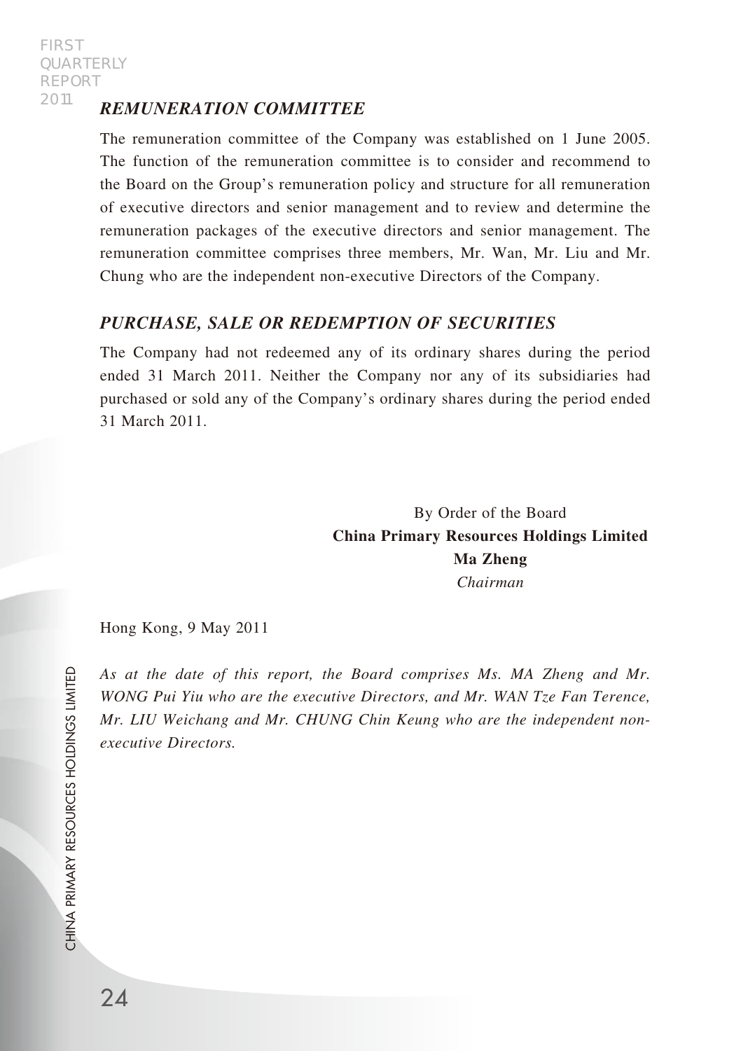### *REMUNERATION COMMITTEE*

The remuneration committee of the Company was established on 1 June 2005. The function of the remuneration committee is to consider and recommend to the Board on the Group's remuneration policy and structure for all remuneration of executive directors and senior management and to review and determine the remuneration packages of the executive directors and senior management. The remuneration committee comprises three members, Mr. Wan, Mr. Liu and Mr. Chung who are the independent non-executive Directors of the Company.

### *PURCHASE, SALE OR REDEMPTION OF SECURITIES*

The Company had not redeemed any of its ordinary shares during the period ended 31 March 2011. Neither the Company nor any of its subsidiaries had purchased or sold any of the Company's ordinary shares during the period ended 31 March 2011.

By Order of the Board
**China Primary Resources Holdings Limited**
**Ma Zheng**
*Chairman*

Hong Kong, 9 May 2011

*As at the date of this report, the Board comprises Ms. MA Zheng and Mr. WONG Pui Yiu who are the executive Directors, and Mr. WAN Tze Fan Terence, Mr. LIU Weichang and Mr. CHUNG Chin Keung who are the independent non-executive Directors.*